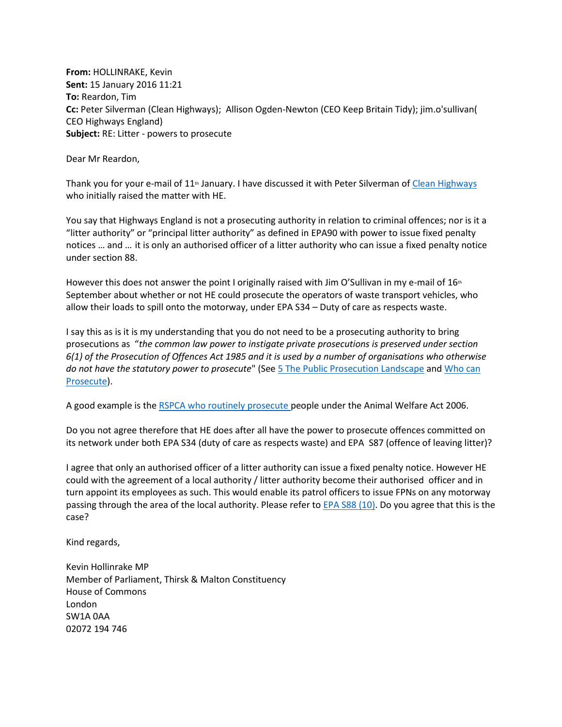**From:** HOLLINRAKE, Kevin
**Sent:** 15 January 2016 11:21
**To:** Reardon, Tim
**Cc:** Peter Silverman (Clean Highways); Allison Ogden-Newton (CEO Keep Britain Tidy); jim.o'sullivan( CEO Highways England)
**Subject:** RE: Litter - powers to prosecute

Dear Mr Reardon,

Thank you for your e-mail of 11th January. I have discussed it with Peter Silverman of Clean Highways who initially raised the matter with HE.

You say that Highways England is not a prosecuting authority in relation to criminal offences; nor is it a "litter authority" or "principal litter authority" as defined in EPA90 with power to issue fixed penalty notices … and … it is only an authorised officer of a litter authority who can issue a fixed penalty notice under section 88.

However this does not answer the point I originally raised with Jim O'Sullivan in my e-mail of 16th September about whether or not HE could prosecute the operators of waste transport vehicles, who allow their loads to spill onto the motorway, under EPA S34 – Duty of care as respects waste.

I say this as is it is my understanding that you do not need to be a prosecuting authority to bring prosecutions as "*the common law power to instigate private prosecutions is preserved under section 6(1) of the Prosecution of Offences Act 1985 and it is used by a number of organisations who otherwise do not have the statutory power to prosecute*" (See 5 The Public Prosecution Landscape and Who can Prosecute).

A good example is the RSPCA who routinely prosecute people under the Animal Welfare Act 2006.

Do you not agree therefore that HE does after all have the power to prosecute offences committed on its network under both EPA S34 (duty of care as respects waste) and EPA S87 (offence of leaving litter)?

I agree that only an authorised officer of a litter authority can issue a fixed penalty notice. However HE could with the agreement of a local authority / litter authority become their authorised officer and in turn appoint its employees as such. This would enable its patrol officers to issue FPNs on any motorway passing through the area of the local authority. Please refer to EPA S88 (10). Do you agree that this is the case?

Kind regards,

Kevin Hollinrake MP
Member of Parliament, Thirsk & Malton Constituency
House of Commons
London
SW1A 0AA
02072 194 746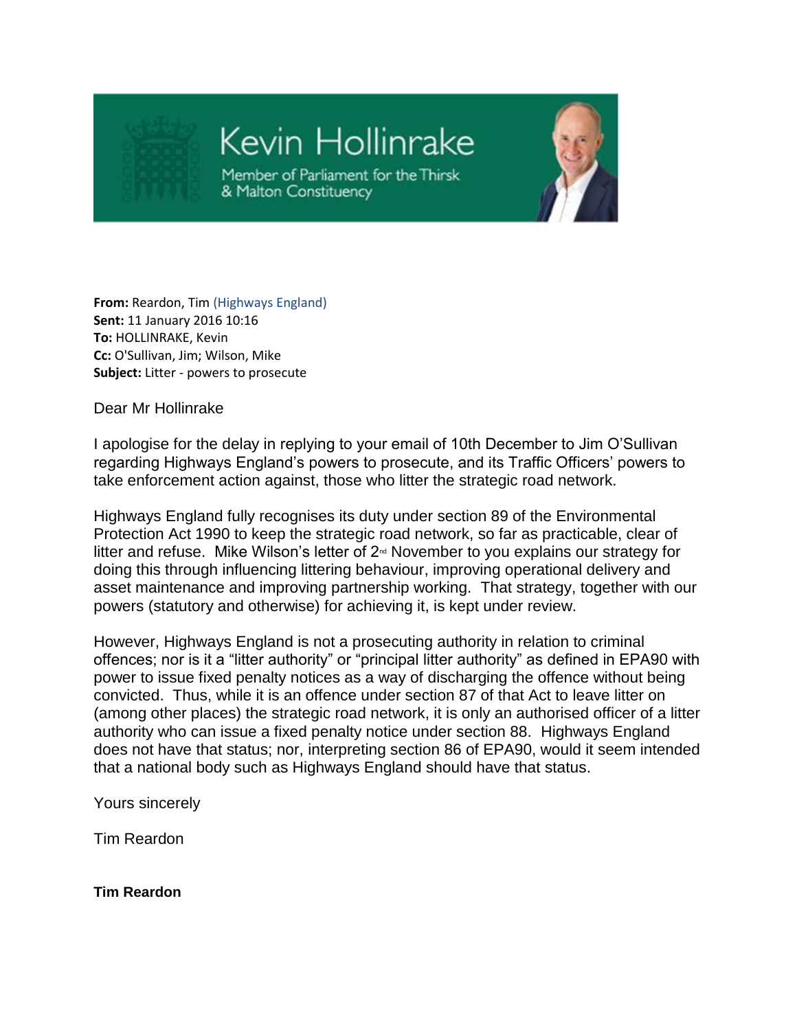Kevin Hollinrake

Member of Parliament for the Thirsk & Malton Constituency

**From:** Reardon, Tim (Highways England)
**Sent:** 11 January 2016 10:16
**To:** HOLLINRAKE, Kevin
**Cc:** O'Sullivan, Jim; Wilson, Mike
**Subject:** Litter - powers to prosecute

Dear Mr Hollinrake

I apologise for the delay in replying to your email of 10th December to Jim O'Sullivan regarding Highways England's powers to prosecute, and its Traffic Officers' powers to take enforcement action against, those who litter the strategic road network.

Highways England fully recognises its duty under section 89 of the Environmental Protection Act 1990 to keep the strategic road network, so far as practicable, clear of litter and refuse. Mike Wilson's letter of 2nd November to you explains our strategy for doing this through influencing littering behaviour, improving operational delivery and asset maintenance and improving partnership working. That strategy, together with our powers (statutory and otherwise) for achieving it, is kept under review.

However, Highways England is not a prosecuting authority in relation to criminal offences; nor is it a "litter authority" or "principal litter authority" as defined in EPA90 with power to issue fixed penalty notices as a way of discharging the offence without being convicted. Thus, while it is an offence under section 87 of that Act to leave litter on (among other places) the strategic road network, it is only an authorised officer of a litter authority who can issue a fixed penalty notice under section 88. Highways England does not have that status; nor, interpreting section 86 of EPA90, would it seem intended that a national body such as Highways England should have that status.

Yours sincerely

Tim Reardon

**Tim Reardon**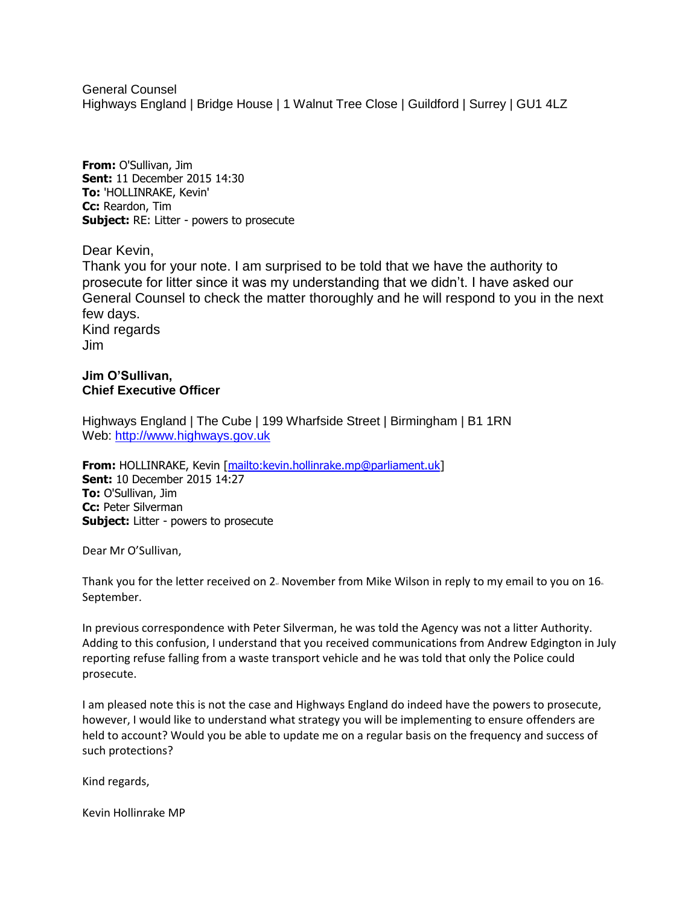General Counsel
Highways England | Bridge House | 1 Walnut Tree Close | Guildford | Surrey | GU1 4LZ

**From:** O'Sullivan, Jim
**Sent:** 11 December 2015 14:30
**To:** 'HOLLINRAKE, Kevin'
**Cc:** Reardon, Tim
**Subject:** RE: Litter - powers to prosecute

Dear Kevin,
Thank you for your note. I am surprised to be told that we have the authority to prosecute for litter since it was my understanding that we didn't. I have asked our General Counsel to check the matter thoroughly and he will respond to you in the next few days.
Kind regards
Jim

**Jim O'Sullivan,**
**Chief Executive Officer**

Highways England | The Cube | 199 Wharfside Street | Birmingham | B1 1RN
Web: http://www.highways.gov.uk

**From:** HOLLINRAKE, Kevin [mailto:kevin.hollinrake.mp@parliament.uk]
**Sent:** 10 December 2015 14:27
**To:** O'Sullivan, Jim
**Cc:** Peter Silverman
**Subject:** Litter - powers to prosecute

Dear Mr O'Sullivan,

Thank you for the letter received on 2nd November from Mike Wilson in reply to my email to you on 16th September.

In previous correspondence with Peter Silverman, he was told the Agency was not a litter Authority. Adding to this confusion, I understand that you received communications from Andrew Edgington in July reporting refuse falling from a waste transport vehicle and he was told that only the Police could prosecute.

I am pleased note this is not the case and Highways England do indeed have the powers to prosecute, however, I would like to understand what strategy you will be implementing to ensure offenders are held to account? Would you be able to update me on a regular basis on the frequency and success of such protections?

Kind regards,

Kevin Hollinrake MP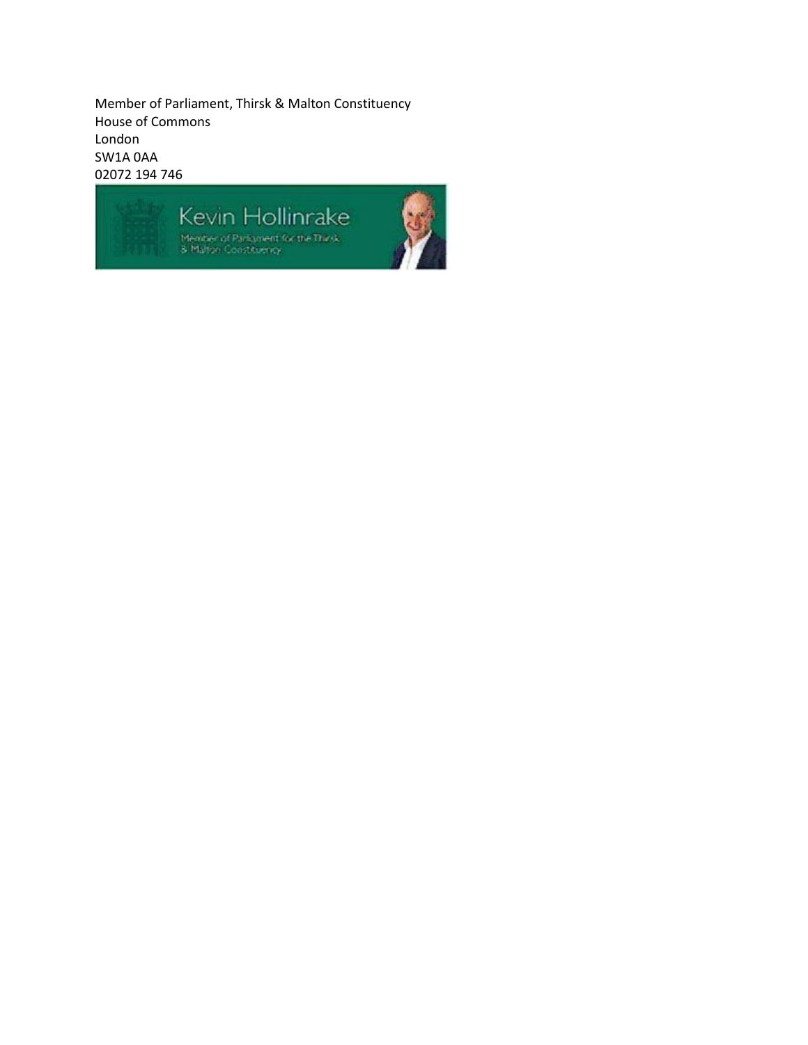Member of Parliament, Thirsk & Malton Constituency
House of Commons
London
SW1A 0AA
02072 194 746

Kevin Hollinrake

Member of Parliament for the Thirsk & Malton Constituency